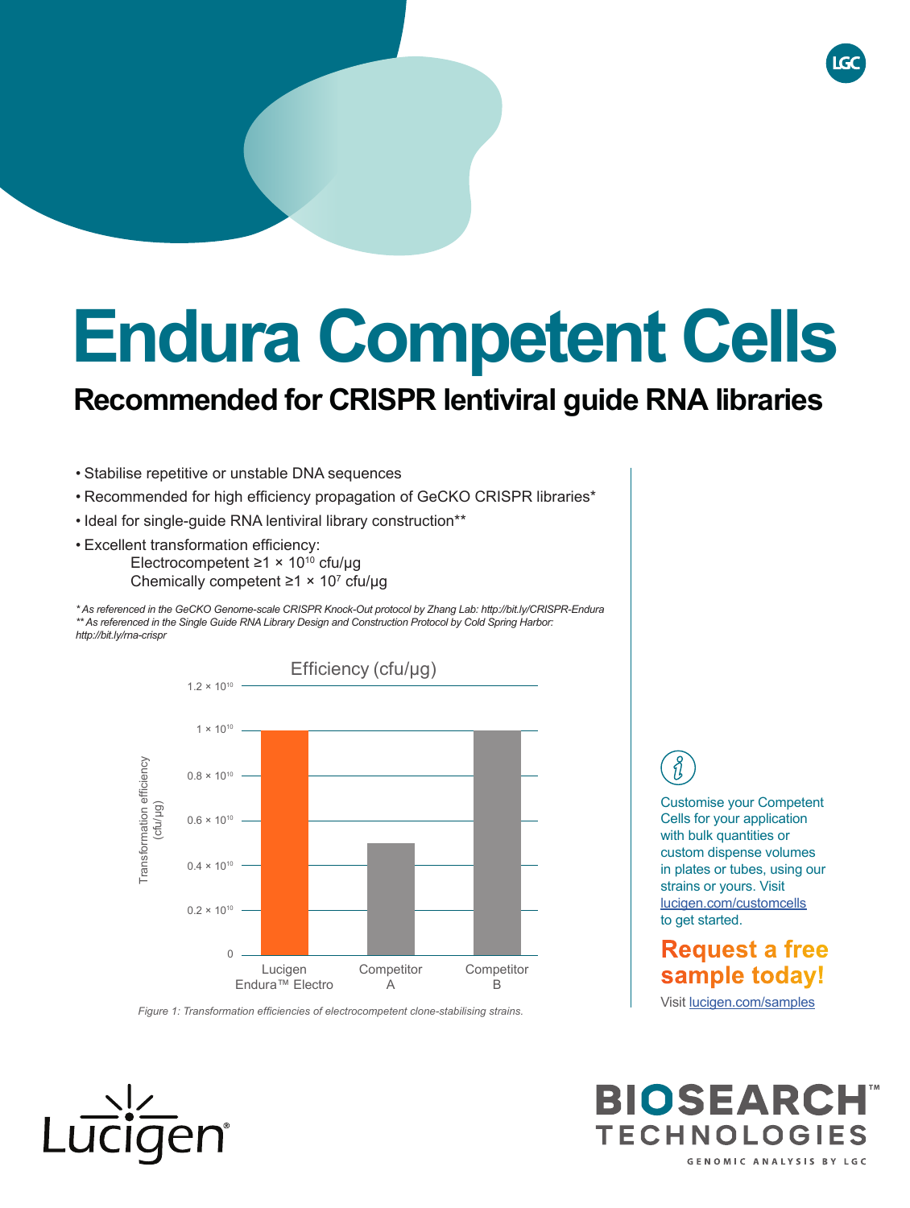# Endura Competent Cells

## Recommended for CRISPR lentiviral guide RNA libraries

- Stabilise repetitive or unstable DNA sequences
- Recommended for high efficiency propagation of GeCKO CRISPR libraries*
- Ideal for single-guide RNA lentiviral library construction**
- Excellent transformation efficiency:
  - Electrocompetent ≥1 × $10^{10}$ cfu/µg
  - Chemically competent ≥1 × $10^{7}$ cfu/µg

*\* As referenced in the GeCKO Genome-scale CRISPR Knock-Out protocol by Zhang Lab: http://bit.ly/CRISPR-Endura*
*\*\* As referenced in the Single Guide RNA Library Design and Construction Protocol by Cold Spring Harbor: http://bit.ly/rna-crispr*

Efficiency (cfu/µg)

| Strain | Transformation efficiency (cfu/µg) |
|---|---|
| Lucigen Endura™ Electro | 1 × $10^{10}$ |
| Competitor A | 0.5 × $10^{10}$ |
| Competitor B | 1 × $10^{10}$ |

*Figure 1: Transformation efficiencies of electrocompetent clone-stabilising strains.*

Customise your Competent Cells for your application with bulk quantities or custom dispense volumes in plates or tubes, using our strains or yours. Visit lucigen.com/customcells to get started.

**Request a free sample today!**

Visit lucigen.com/samples

Lucigen®

BIOSEARCH™ TECHNOLOGIES
GENOMIC ANALYSIS BY LGC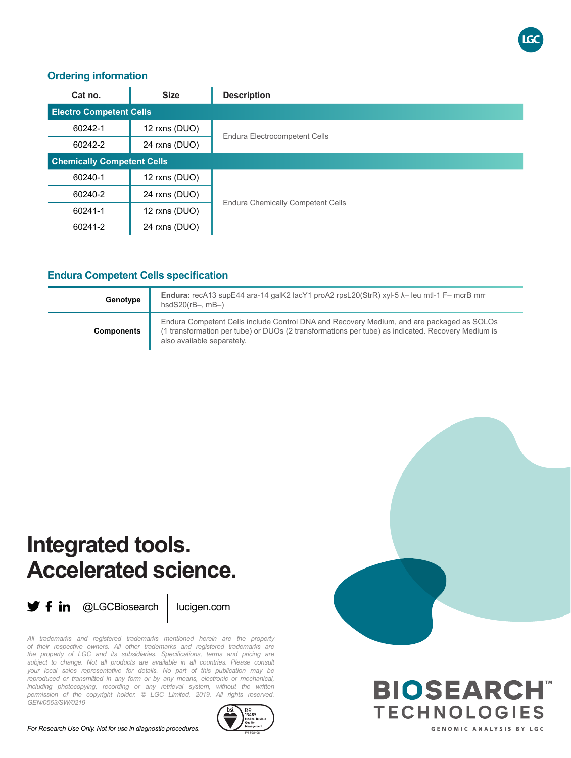## Ordering information

| Cat no. | Size | Description |
|---|---|---|
| **Electro Competent Cells** | | |
| 60242-1 | 12 rxns (DUO) | Endura Electrocompetent Cells |
| 60242-2 | 24 rxns (DUO) | |
| **Chemically Competent Cells** | | |
| 60240-1 | 12 rxns (DUO) | Endura Chemically Competent Cells |
| 60240-2 | 24 rxns (DUO) | |
| 60241-1 | 12 rxns (DUO) | |
| 60241-2 | 24 rxns (DUO) | |

## Endura Competent Cells specification

| | |
|---|---|
| **Genotype** | **Endura:** recA13 supE44 ara-14 galK2 lacY1 proA2 rpsL20(StrR) xyl-5 λ– leu mtl-1 F– mcrB mrr hsdS20(rB–, mB–) |
| **Components** | Endura Competent Cells include Control DNA and Recovery Medium, and are packaged as SOLOs (1 transformation per tube) or DUOs (2 transformations per tube) as indicated. Recovery Medium is also available separately. |

# Integrated tools. Accelerated science.

@LGCBiosearch | lucigen.com

*All trademarks and registered trademarks mentioned herein are the property of their respective owners. All other trademarks and registered trademarks are the property of LGC and its subsidiaries. Specifications, terms and pricing are subject to change. Not all products are available in all countries. Please consult your local sales representative for details. No part of this publication may be reproduced or transmitted in any form or by any means, electronic or mechanical, including photocopying, recording or any retrieval system, without the written permission of the copyright holder. © LGC Limited, 2019. All rights reserved. GEN/0563/SW/0219*

*For Research Use Only. Not for use in diagnostic procedures.*

BIOSEARCH TECHNOLOGIES™

GENOMIC ANALYSIS BY LGC